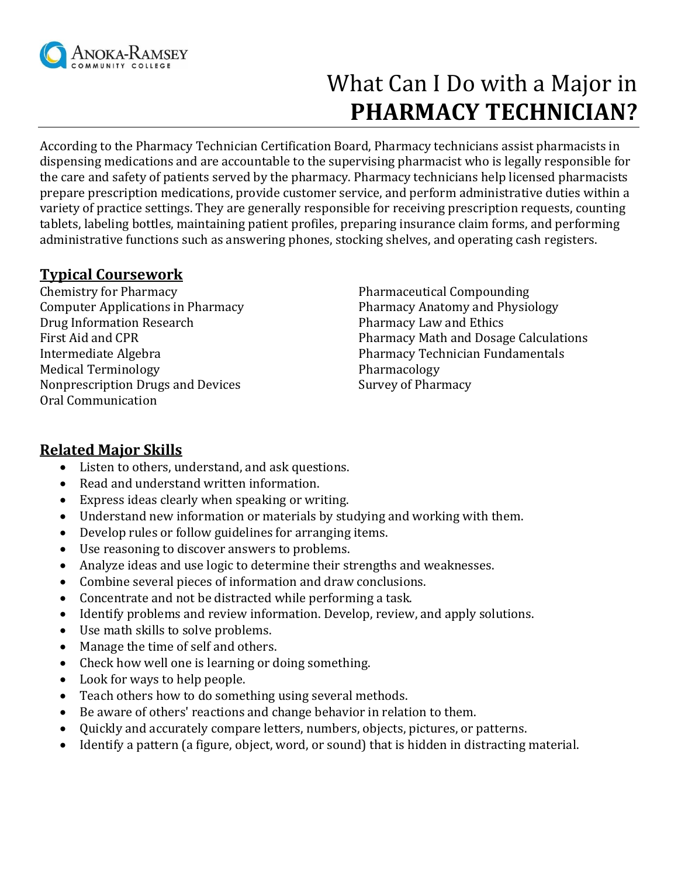Anoka-Ramsey Community College

# What Can I Do with a Major in **PHARMACY TECHNICIAN?**

According to the Pharmacy Technician Certification Board, Pharmacy technicians assist pharmacists in dispensing medications and are accountable to the supervising pharmacist who is legally responsible for the care and safety of patients served by the pharmacy. Pharmacy technicians help licensed pharmacists prepare prescription medications, provide customer service, and perform administrative duties within a variety of practice settings. They are generally responsible for receiving prescription requests, counting tablets, labeling bottles, maintaining patient profiles, preparing insurance claim forms, and performing administrative functions such as answering phones, stocking shelves, and operating cash registers.

## Typical Coursework

Chemistry for Pharmacy
Computer Applications in Pharmacy
Drug Information Research
First Aid and CPR
Intermediate Algebra
Medical Terminology
Nonprescription Drugs and Devices
Oral Communication
Pharmaceutical Compounding
Pharmacy Anatomy and Physiology
Pharmacy Law and Ethics
Pharmacy Math and Dosage Calculations
Pharmacy Technician Fundamentals
Pharmacology
Survey of Pharmacy

## Related Major Skills

- Listen to others, understand, and ask questions.
- Read and understand written information.
- Express ideas clearly when speaking or writing.
- Understand new information or materials by studying and working with them.
- Develop rules or follow guidelines for arranging items.
- Use reasoning to discover answers to problems.
- Analyze ideas and use logic to determine their strengths and weaknesses.
- Combine several pieces of information and draw conclusions.
- Concentrate and not be distracted while performing a task.
- Identify problems and review information. Develop, review, and apply solutions.
- Use math skills to solve problems.
- Manage the time of self and others.
- Check how well one is learning or doing something.
- Look for ways to help people.
- Teach others how to do something using several methods.
- Be aware of others' reactions and change behavior in relation to them.
- Quickly and accurately compare letters, numbers, objects, pictures, or patterns.
- Identify a pattern (a figure, object, word, or sound) that is hidden in distracting material.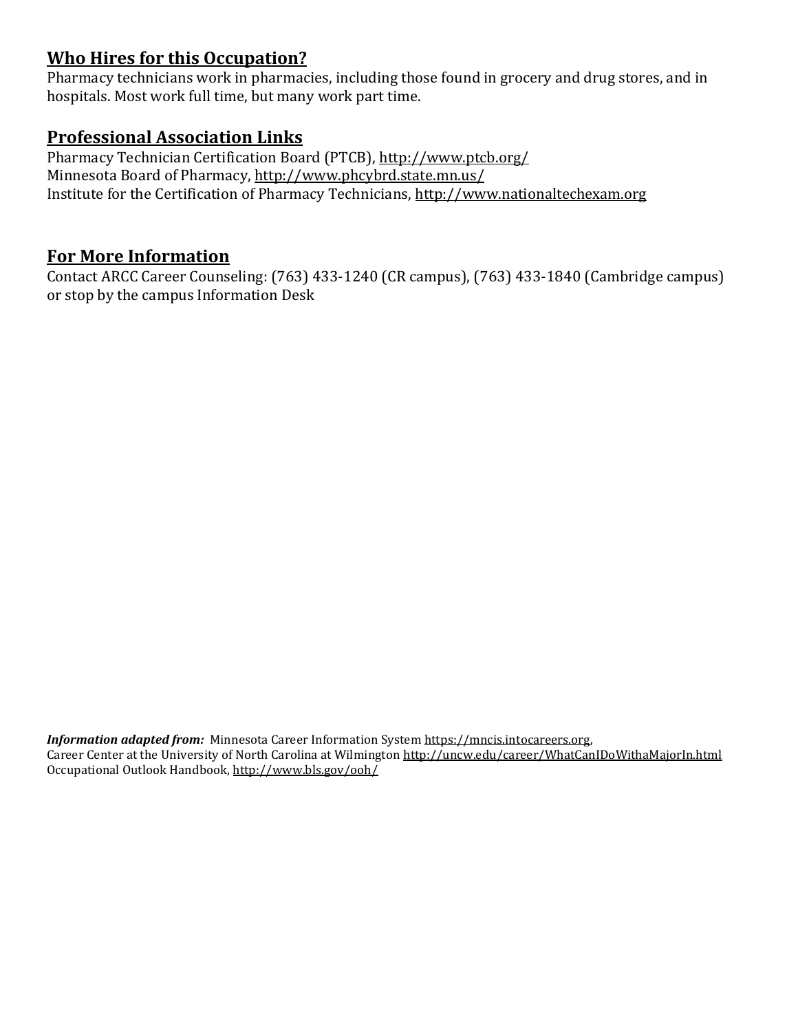## Who Hires for this Occupation?

Pharmacy technicians work in pharmacies, including those found in grocery and drug stores, and in hospitals. Most work full time, but many work part time.

## Professional Association Links

Pharmacy Technician Certification Board (PTCB), http://www.ptcb.org/
Minnesota Board of Pharmacy, http://www.phcybrd.state.mn.us/
Institute for the Certification of Pharmacy Technicians, http://www.nationaltechexam.org

## For More Information

Contact ARCC Career Counseling: (763) 433-1240 (CR campus), (763) 433-1840 (Cambridge campus) or stop by the campus Information Desk

***Information adapted from:*** Minnesota Career Information System https://mncis.intocareers.org,
Career Center at the University of North Carolina at Wilmington http://uncw.edu/career/WhatCanIDoWithaMajorIn.html
Occupational Outlook Handbook, http://www.bls.gov/ooh/